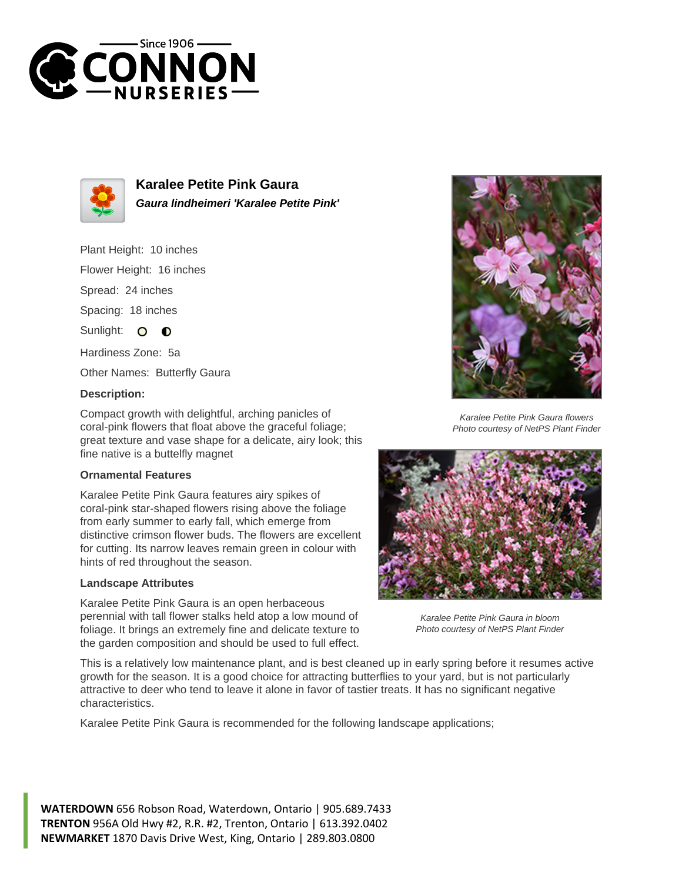# Karalee Petite Pink Gaura

***Gaura lindheimeri 'Karalee Petite Pink'***

Plant Height: 10 inches

Flower Height: 16 inches

Spread: 24 inches

Spacing: 18 inches

Sunlight: ○ ◐

Hardiness Zone: 5a

Other Names: Butterfly Gaura

### Description:

Compact growth with delightful, arching panicles of coral-pink flowers that float above the graceful foliage; great texture and vase shape for a delicate, airy look; this fine native is a buttelfly magnet

### Ornamental Features

Karalee Petite Pink Gaura features airy spikes of coral-pink star-shaped flowers rising above the foliage from early summer to early fall, which emerge from distinctive crimson flower buds. The flowers are excellent for cutting. Its narrow leaves remain green in colour with hints of red throughout the season.

### Landscape Attributes

Karalee Petite Pink Gaura is an open herbaceous perennial with tall flower stalks held atop a low mound of foliage. It brings an extremely fine and delicate texture to the garden composition and should be used to full effect.

This is a relatively low maintenance plant, and is best cleaned up in early spring before it resumes active growth for the season. It is a good choice for attracting butterflies to your yard, but is not particularly attractive to deer who tend to leave it alone in favor of tastier treats. It has no significant negative characteristics.

Karalee Petite Pink Gaura is recommended for the following landscape applications;

*Karalee Petite Pink Gaura flowers*
*Photo courtesy of NetPS Plant Finder*

*Karalee Petite Pink Gaura in bloom*
*Photo courtesy of NetPS Plant Finder*

**WATERDOWN** 656 Robson Road, Waterdown, Ontario | 905.689.7433
**TRENTON** 956A Old Hwy #2, R.R. #2, Trenton, Ontario | 613.392.0402
**NEWMARKET** 1870 Davis Drive West, King, Ontario | 289.803.0800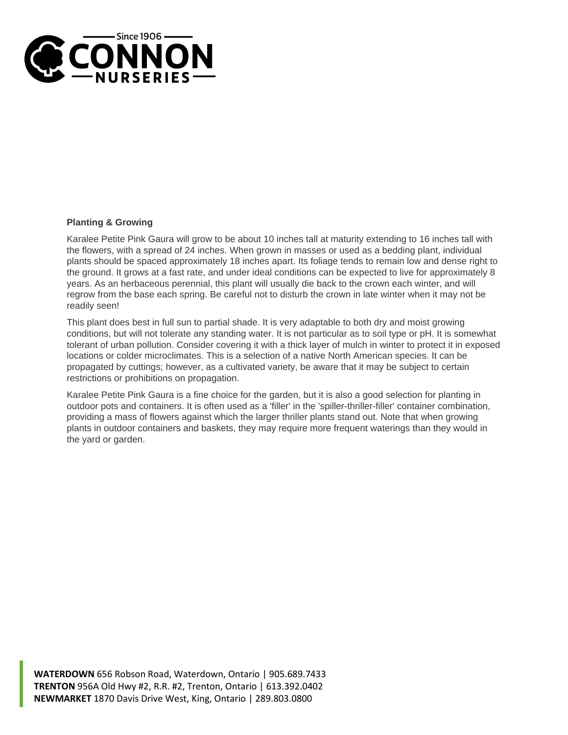### Planting & Growing

Karalee Petite Pink Gaura will grow to be about 10 inches tall at maturity extending to 16 inches tall with the flowers, with a spread of 24 inches. When grown in masses or used as a bedding plant, individual plants should be spaced approximately 18 inches apart. Its foliage tends to remain low and dense right to the ground. It grows at a fast rate, and under ideal conditions can be expected to live for approximately 8 years. As an herbaceous perennial, this plant will usually die back to the crown each winter, and will regrow from the base each spring. Be careful not to disturb the crown in late winter when it may not be readily seen!

This plant does best in full sun to partial shade. It is very adaptable to both dry and moist growing conditions, but will not tolerate any standing water. It is not particular as to soil type or pH. It is somewhat tolerant of urban pollution. Consider covering it with a thick layer of mulch in winter to protect it in exposed locations or colder microclimates. This is a selection of a native North American species. It can be propagated by cuttings; however, as a cultivated variety, be aware that it may be subject to certain restrictions or prohibitions on propagation.

Karalee Petite Pink Gaura is a fine choice for the garden, but it is also a good selection for planting in outdoor pots and containers. It is often used as a 'filler' in the 'spiller-thriller-filler' container combination, providing a mass of flowers against which the larger thriller plants stand out. Note that when growing plants in outdoor containers and baskets, they may require more frequent waterings than they would in the yard or garden.